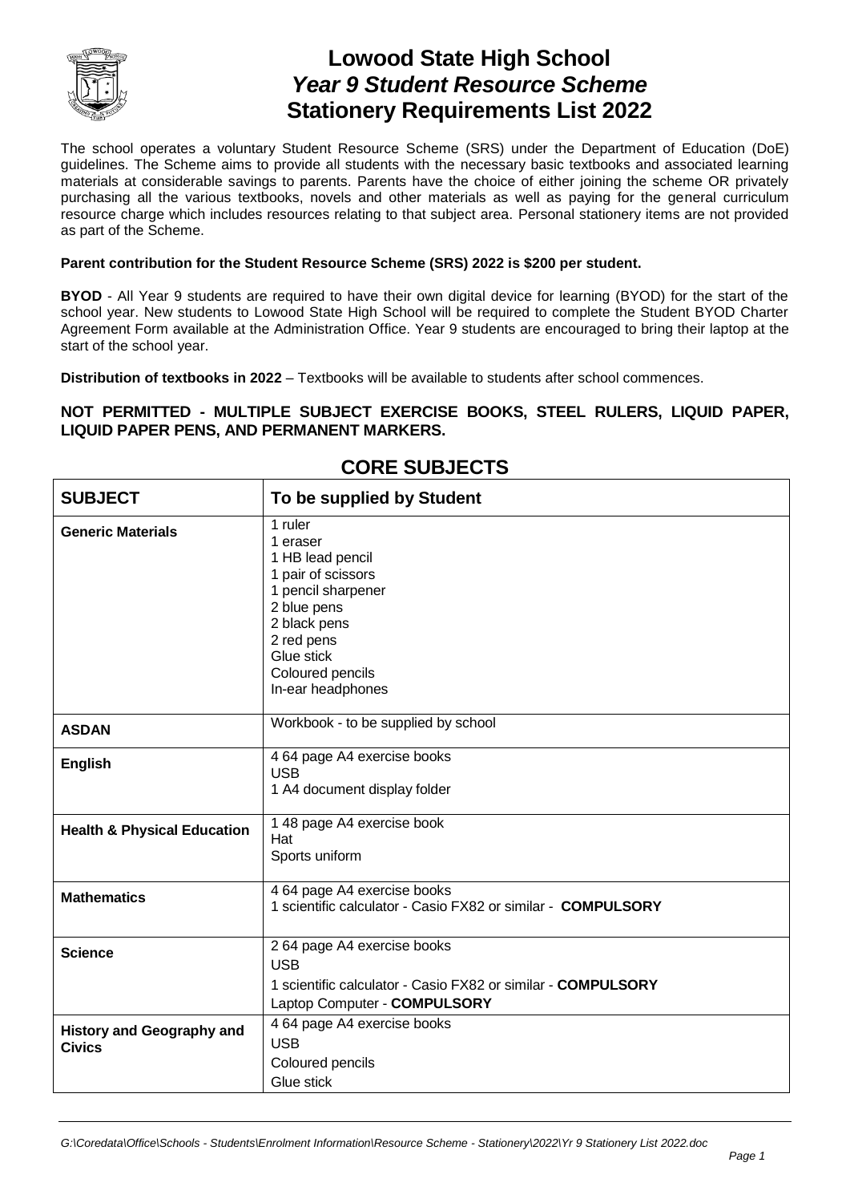# Lowood State High School
## *Year 9 Student Resource Scheme*
## Stationery Requirements List 2022

The school operates a voluntary Student Resource Scheme (SRS) under the Department of Education (DoE) guidelines. The Scheme aims to provide all students with the necessary basic textbooks and associated learning materials at considerable savings to parents. Parents have the choice of either joining the scheme OR privately purchasing all the various textbooks, novels and other materials as well as paying for the general curriculum resource charge which includes resources relating to that subject area. Personal stationery items are not provided as part of the Scheme.

**Parent contribution for the Student Resource Scheme (SRS) 2022 is $200 per student.**

**BYOD** - All Year 9 students are required to have their own digital device for learning (BYOD) for the start of the school year. New students to Lowood State High School will be required to complete the Student BYOD Charter Agreement Form available at the Administration Office. Year 9 students are encouraged to bring their laptop at the start of the school year.

**Distribution of textbooks in 2022** – Textbooks will be available to students after school commences.

**NOT PERMITTED - MULTIPLE SUBJECT EXERCISE BOOKS, STEEL RULERS, LIQUID PAPER, LIQUID PAPER PENS, AND PERMANENT MARKERS.**

## CORE SUBJECTS

| SUBJECT | To be supplied by Student |
|---|---|
| **Generic Materials** | 1 ruler<br>1 eraser<br>1 HB lead pencil<br>1 pair of scissors<br>1 pencil sharpener<br>2 blue pens<br>2 black pens<br>2 red pens<br>Glue stick<br>Coloured pencils<br>In-ear headphones |
| **ASDAN** | Workbook - to be supplied by school |
| **English** | 4 64 page A4 exercise books<br>USB<br>1 A4 document display folder |
| **Health & Physical Education** | 1 48 page A4 exercise book<br>Hat<br>Sports uniform |
| **Mathematics** | 4 64 page A4 exercise books<br>1 scientific calculator - Casio FX82 or similar - **COMPULSORY** |
| **Science** | 2 64 page A4 exercise books<br>USB<br>1 scientific calculator - Casio FX82 or similar - **COMPULSORY**<br>Laptop Computer - **COMPULSORY** |
| **History and Geography and Civics** | 4 64 page A4 exercise books<br>USB<br>Coloured pencils<br>Glue stick |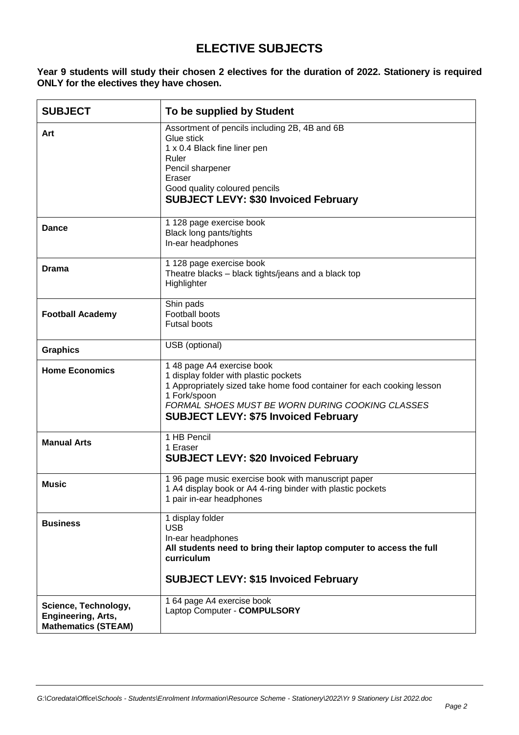# ELECTIVE SUBJECTS

**Year 9 students will study their chosen 2 electives for the duration of 2022. Stationery is required ONLY for the electives they have chosen.**

| SUBJECT | To be supplied by Student |
|---|---|
| **Art** | Assortment of pencils including 2B, 4B and 6B<br>Glue stick<br>1 x 0.4 Black fine liner pen<br>Ruler<br>Pencil sharpener<br>Eraser<br>Good quality coloured pencils<br>**SUBJECT LEVY: $30 Invoiced February** |
| **Dance** | 1 128 page exercise book<br>Black long pants/tights<br>In-ear headphones |
| **Drama** | 1 128 page exercise book<br>Theatre blacks – black tights/jeans and a black top<br>Highlighter |
| **Football Academy** | Shin pads<br>Football boots<br>Futsal boots |
| **Graphics** | USB (optional) |
| **Home Economics** | 1 48 page A4 exercise book<br>1 display folder with plastic pockets<br>1 Appropriately sized take home food container for each cooking lesson<br>1 Fork/spoon<br>*FORMAL SHOES MUST BE WORN DURING COOKING CLASSES*<br>**SUBJECT LEVY: $75 Invoiced February** |
| **Manual Arts** | 1 HB Pencil<br>1 Eraser<br>**SUBJECT LEVY: $20 Invoiced February** |
| **Music** | 1 96 page music exercise book with manuscript paper<br>1 A4 display book or A4 4-ring binder with plastic pockets<br>1 pair in-ear headphones |
| **Business** | 1 display folder<br>USB<br>In-ear headphones<br>**All students need to bring their laptop computer to access the full curriculum**<br>**SUBJECT LEVY: $15 Invoiced February** |
| **Science, Technology, Engineering, Arts, Mathematics (STEAM)** | 1 64 page A4 exercise book<br>Laptop Computer - **COMPULSORY** |